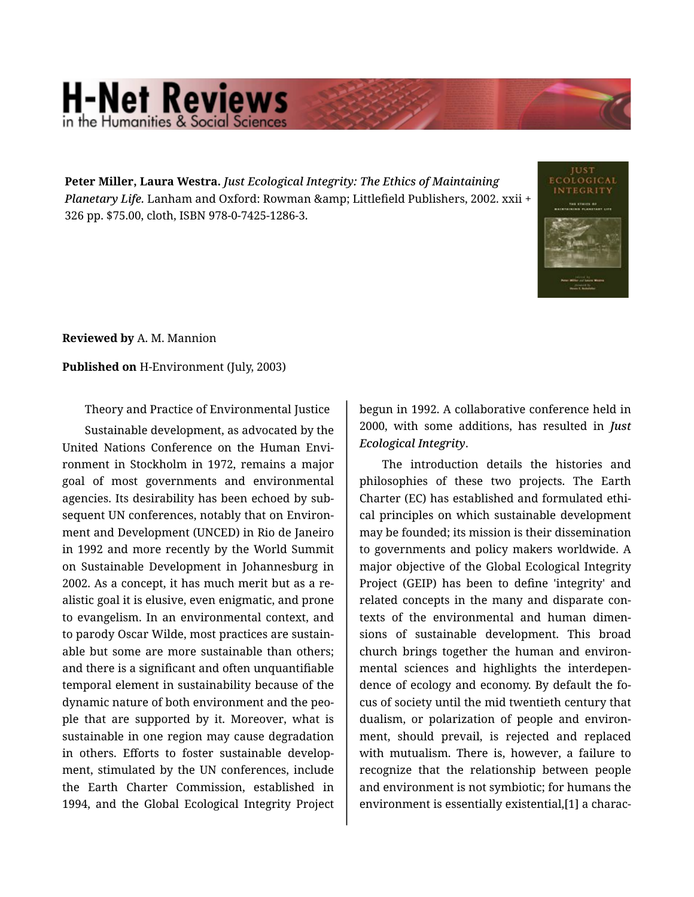**Peter Miller, Laura Westra.** *Just Ecological Integrity: The Ethics of Maintaining Planetary Life.* Lanham and Oxford: Rowman &amp; Littlefield Publishers, 2002. xxii + 326 pp. $75.00, cloth, ISBN 978-0-7425-1286-3.

**Reviewed by** A. M. Mannion

**Published on** H-Environment (July, 2003)

Theory and Practice of Environmental Justice

Sustainable development, as advocated by the United Nations Conference on the Human Environment in Stockholm in 1972, remains a major goal of most governments and environmental agencies. Its desirability has been echoed by subsequent UN conferences, notably that on Environment and Development (UNCED) in Rio de Janeiro in 1992 and more recently by the World Summit on Sustainable Development in Johannesburg in 2002. As a concept, it has much merit but as a realistic goal it is elusive, even enigmatic, and prone to evangelism. In an environmental context, and to parody Oscar Wilde, most practices are sustainable but some are more sustainable than others; and there is a significant and often unquantifiable temporal element in sustainability because of the dynamic nature of both environment and the people that are supported by it. Moreover, what is sustainable in one region may cause degradation in others. Efforts to foster sustainable development, stimulated by the UN conferences, include the Earth Charter Commission, established in 1994, and the Global Ecological Integrity Project begun in 1992. A collaborative conference held in 2000, with some additions, has resulted in *Just Ecological Integrity*.

The introduction details the histories and philosophies of these two projects. The Earth Charter (EC) has established and formulated ethical principles on which sustainable development may be founded; its mission is their dissemination to governments and policy makers worldwide. A major objective of the Global Ecological Integrity Project (GEIP) has been to define 'integrity' and related concepts in the many and disparate contexts of the environmental and human dimensions of sustainable development. This broad church brings together the human and environmental sciences and highlights the interdependence of ecology and economy. By default the focus of society until the mid twentieth century that dualism, or polarization of people and environment, should prevail, is rejected and replaced with mutualism. There is, however, a failure to recognize that the relationship between people and environment is not symbiotic; for humans the environment is essentially existential,[1] a charac-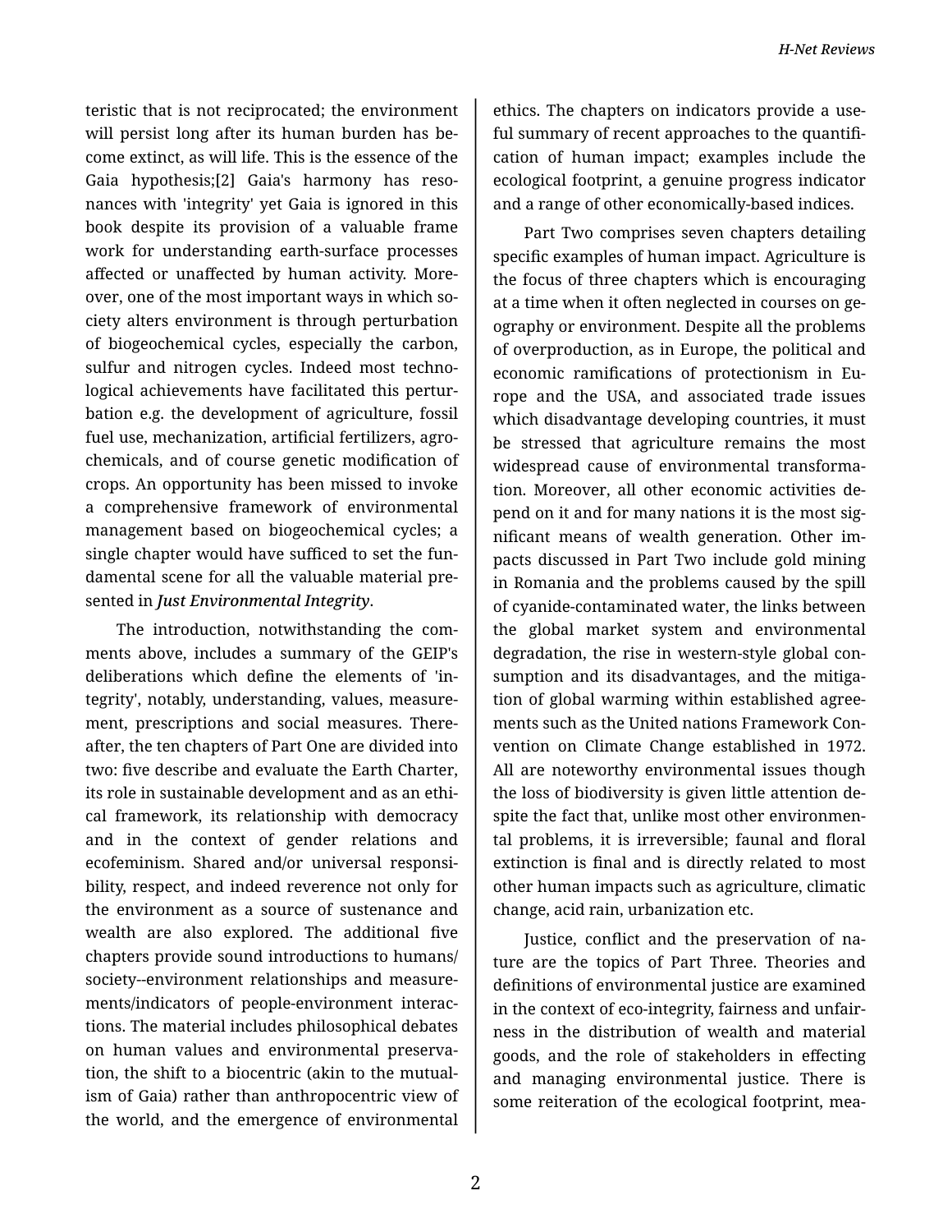teristic that is not reciprocated; the environment will persist long after its human burden has become extinct, as will life. This is the essence of the Gaia hypothesis;[2] Gaia's harmony has resonances with 'integrity' yet Gaia is ignored in this book despite its provision of a valuable frame work for understanding earth-surface processes affected or unaffected by human activity. Moreover, one of the most important ways in which society alters environment is through perturbation of biogeochemical cycles, especially the carbon, sulfur and nitrogen cycles. Indeed most technological achievements have facilitated this perturbation e.g. the development of agriculture, fossil fuel use, mechanization, artificial fertilizers, agrochemicals, and of course genetic modification of crops. An opportunity has been missed to invoke a comprehensive framework of environmental management based on biogeochemical cycles; a single chapter would have sufficed to set the fundamental scene for all the valuable material presented in ***Just Environmental Integrity***.

The introduction, notwithstanding the comments above, includes a summary of the GEIP's deliberations which define the elements of 'integrity', notably, understanding, values, measurement, prescriptions and social measures. Thereafter, the ten chapters of Part One are divided into two: five describe and evaluate the Earth Charter, its role in sustainable development and as an ethical framework, its relationship with democracy and in the context of gender relations and ecofeminism. Shared and/or universal responsibility, respect, and indeed reverence not only for the environment as a source of sustenance and wealth are also explored. The additional five chapters provide sound introductions to humans/society--environment relationships and measurements/indicators of people-environment interactions. The material includes philosophical debates on human values and environmental preservation, the shift to a biocentric (akin to the mutualism of Gaia) rather than anthropocentric view of the world, and the emergence of environmental ethics. The chapters on indicators provide a useful summary of recent approaches to the quantification of human impact; examples include the ecological footprint, a genuine progress indicator and a range of other economically-based indices.

Part Two comprises seven chapters detailing specific examples of human impact. Agriculture is the focus of three chapters which is encouraging at a time when it often neglected in courses on geography or environment. Despite all the problems of overproduction, as in Europe, the political and economic ramifications of protectionism in Europe and the USA, and associated trade issues which disadvantage developing countries, it must be stressed that agriculture remains the most widespread cause of environmental transformation. Moreover, all other economic activities depend on it and for many nations it is the most significant means of wealth generation. Other impacts discussed in Part Two include gold mining in Romania and the problems caused by the spill of cyanide-contaminated water, the links between the global market system and environmental degradation, the rise in western-style global consumption and its disadvantages, and the mitigation of global warming within established agreements such as the United nations Framework Convention on Climate Change established in 1972. All are noteworthy environmental issues though the loss of biodiversity is given little attention despite the fact that, unlike most other environmental problems, it is irreversible; faunal and floral extinction is final and is directly related to most other human impacts such as agriculture, climatic change, acid rain, urbanization etc.

Justice, conflict and the preservation of nature are the topics of Part Three. Theories and definitions of environmental justice are examined in the context of eco-integrity, fairness and unfairness in the distribution of wealth and material goods, and the role of stakeholders in effecting and managing environmental justice. There is some reiteration of the ecological footprint, mea-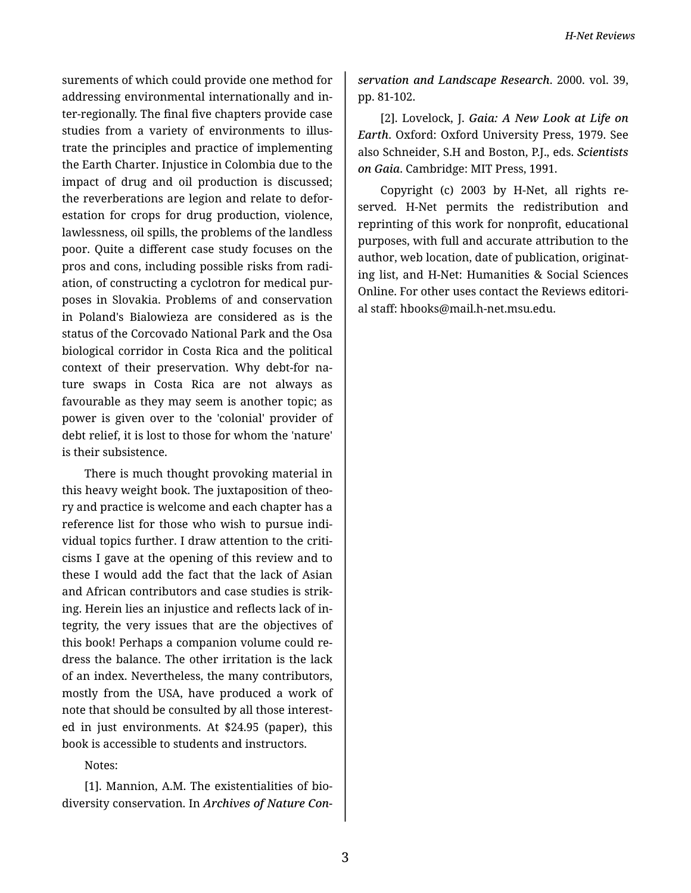surements of which could provide one method for addressing environmental internationally and inter-regionally. The final five chapters provide case studies from a variety of environments to illustrate the principles and practice of implementing the Earth Charter. Injustice in Colombia due to the impact of drug and oil production is discussed; the reverberations are legion and relate to deforestation for crops for drug production, violence, lawlessness, oil spills, the problems of the landless poor. Quite a different case study focuses on the pros and cons, including possible risks from radiation, of constructing a cyclotron for medical purposes in Slovakia. Problems of and conservation in Poland's Bialowieza are considered as is the status of the Corcovado National Park and the Osa biological corridor in Costa Rica and the political context of their preservation. Why debt-for nature swaps in Costa Rica are not always as favourable as they may seem is another topic; as power is given over to the 'colonial' provider of debt relief, it is lost to those for whom the 'nature' is their subsistence.

There is much thought provoking material in this heavy weight book. The juxtaposition of theory and practice is welcome and each chapter has a reference list for those who wish to pursue individual topics further. I draw attention to the criticisms I gave at the opening of this review and to these I would add the fact that the lack of Asian and African contributors and case studies is striking. Herein lies an injustice and reflects lack of integrity, the very issues that are the objectives of this book! Perhaps a companion volume could redress the balance. The other irritation is the lack of an index. Nevertheless, the many contributors, mostly from the USA, have produced a work of note that should be consulted by all those interested in just environments. At $24.95 (paper), this book is accessible to students and instructors.

Notes:

[1]. Mannion, A.M. The existentialities of biodiversity conservation. In ***Archives of Nature Conservation and Landscape Research***. 2000. vol. 39, pp. 81-102.

[2]. Lovelock, J. ***Gaia: A New Look at Life on Earth***. Oxford: Oxford University Press, 1979. See also Schneider, S.H and Boston, P.J., eds. ***Scientists on Gaia***. Cambridge: MIT Press, 1991.

Copyright (c) 2003 by H-Net, all rights reserved. H-Net permits the redistribution and reprinting of this work for nonprofit, educational purposes, with full and accurate attribution to the author, web location, date of publication, originating list, and H-Net: Humanities & Social Sciences Online. For other uses contact the Reviews editorial staff: hbooks@mail.h-net.msu.edu.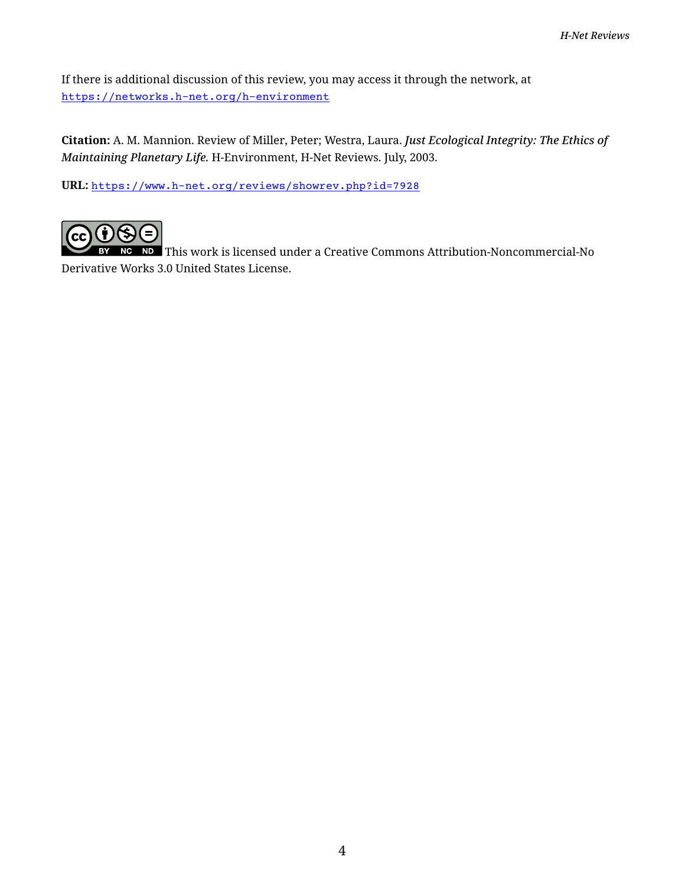If there is additional discussion of this review, you may access it through the network, at https://networks.h-net.org/h-environment

**Citation:** A. M. Mannion. Review of Miller, Peter; Westra, Laura. ***Just Ecological Integrity: The Ethics of Maintaining Planetary Life.*** H-Environment, H-Net Reviews. July, 2003.

**URL:** https://www.h-net.org/reviews/showrev.php?id=7928

This work is licensed under a Creative Commons Attribution-Noncommercial-No Derivative Works 3.0 United States License.